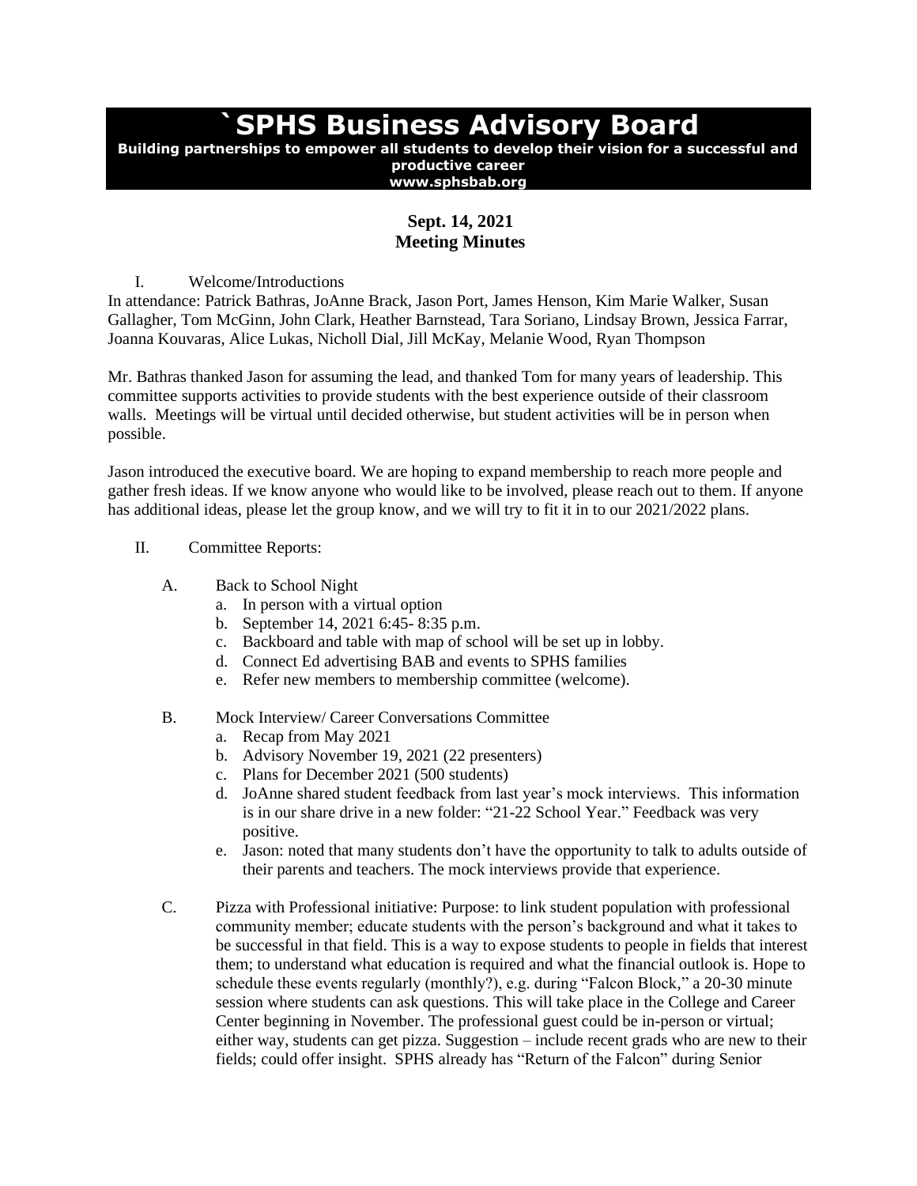# `SPHS Business Advisory Board

**Building partnerships to empower all students to develop their vision for a successful and productive career**
**www.sphsbab.org**

## Sept. 14, 2021
## Meeting Minutes

I. Welcome/Introductions

In attendance: Patrick Bathras, JoAnne Brack, Jason Port, James Henson, Kim Marie Walker, Susan Gallagher, Tom McGinn, John Clark, Heather Barnstead, Tara Soriano, Lindsay Brown, Jessica Farrar, Joanna Kouvaras, Alice Lukas, Nicholl Dial, Jill McKay, Melanie Wood, Ryan Thompson

Mr. Bathras thanked Jason for assuming the lead, and thanked Tom for many years of leadership. This committee supports activities to provide students with the best experience outside of their classroom walls. Meetings will be virtual until decided otherwise, but student activities will be in person when possible.

Jason introduced the executive board. We are hoping to expand membership to reach more people and gather fresh ideas. If we know anyone who would like to be involved, please reach out to them. If anyone has additional ideas, please let the group know, and we will try to fit it in to our 2021/2022 plans.

II. Committee Reports:

A. Back to School Night
   a. In person with a virtual option
   b. September 14, 2021 6:45- 8:35 p.m.
   c. Backboard and table with map of school will be set up in lobby.
   d. Connect Ed advertising BAB and events to SPHS families
   e. Refer new members to membership committee (welcome).

B. Mock Interview/ Career Conversations Committee
   a. Recap from May 2021
   b. Advisory November 19, 2021 (22 presenters)
   c. Plans for December 2021 (500 students)
   d. JoAnne shared student feedback from last year's mock interviews. This information is in our share drive in a new folder: "21-22 School Year." Feedback was very positive.
   e. Jason: noted that many students don't have the opportunity to talk to adults outside of their parents and teachers. The mock interviews provide that experience.

C. Pizza with Professional initiative: Purpose: to link student population with professional community member; educate students with the person's background and what it takes to be successful in that field. This is a way to expose students to people in fields that interest them; to understand what education is required and what the financial outlook is. Hope to schedule these events regularly (monthly?), e.g. during "Falcon Block," a 20-30 minute session where students can ask questions. This will take place in the College and Career Center beginning in November. The professional guest could be in-person or virtual; either way, students can get pizza. Suggestion – include recent grads who are new to their fields; could offer insight. SPHS already has "Return of the Falcon" during Senior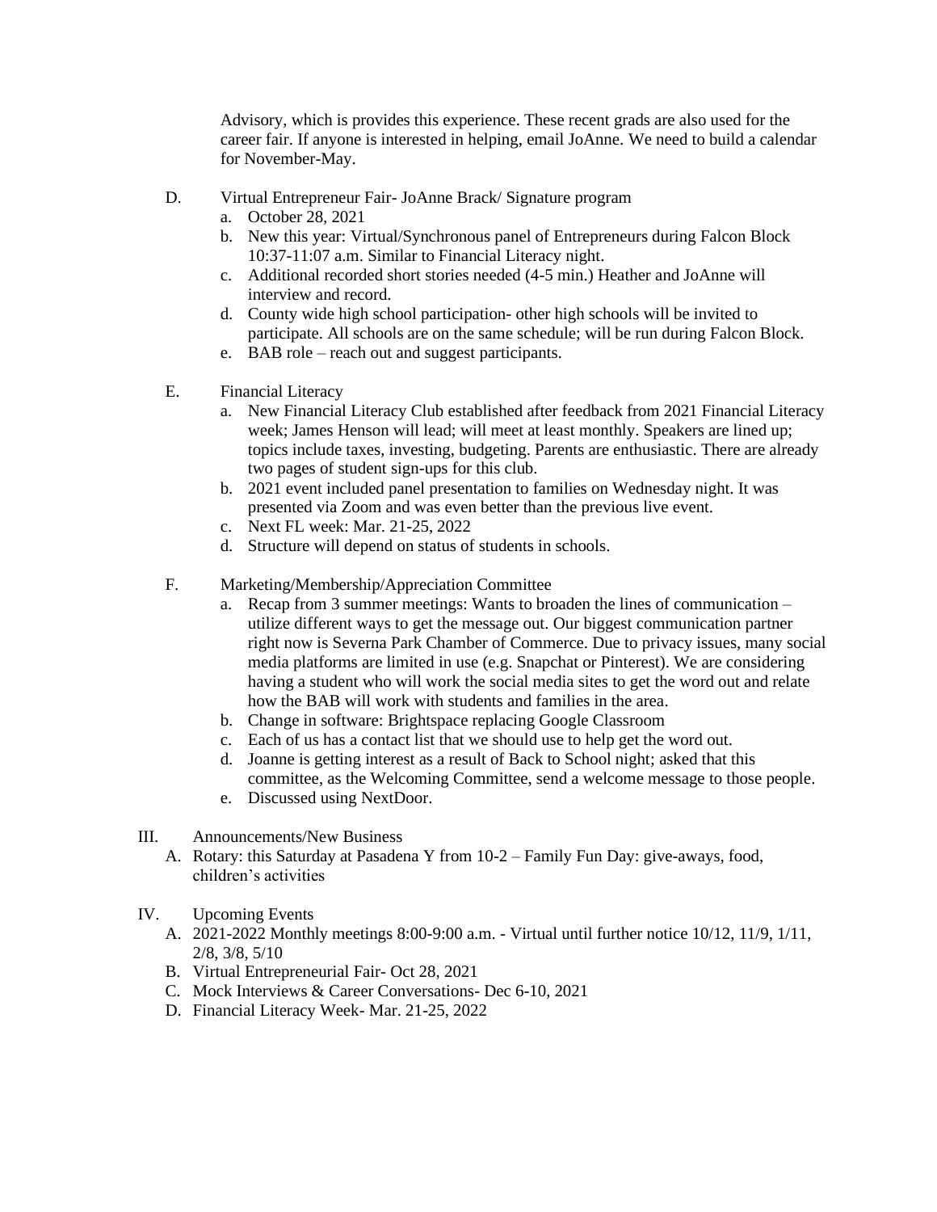Advisory, which is provides this experience. These recent grads are also used for the career fair. If anyone is interested in helping, email JoAnne. We need to build a calendar for November-May.

D. Virtual Entrepreneur Fair- JoAnne Brack/ Signature program
   a. October 28, 2021
   b. New this year: Virtual/Synchronous panel of Entrepreneurs during Falcon Block 10:37-11:07 a.m. Similar to Financial Literacy night.
   c. Additional recorded short stories needed (4-5 min.) Heather and JoAnne will interview and record.
   d. County wide high school participation- other high schools will be invited to participate. All schools are on the same schedule; will be run during Falcon Block.
   e. BAB role – reach out and suggest participants.

E. Financial Literacy
   a. New Financial Literacy Club established after feedback from 2021 Financial Literacy week; James Henson will lead; will meet at least monthly. Speakers are lined up; topics include taxes, investing, budgeting. Parents are enthusiastic. There are already two pages of student sign-ups for this club.
   b. 2021 event included panel presentation to families on Wednesday night. It was presented via Zoom and was even better than the previous live event.
   c. Next FL week: Mar. 21-25, 2022
   d. Structure will depend on status of students in schools.

F. Marketing/Membership/Appreciation Committee
   a. Recap from 3 summer meetings: Wants to broaden the lines of communication – utilize different ways to get the message out. Our biggest communication partner right now is Severna Park Chamber of Commerce. Due to privacy issues, many social media platforms are limited in use (e.g. Snapchat or Pinterest). We are considering having a student who will work the social media sites to get the word out and relate how the BAB will work with students and families in the area.
   b. Change in software: Brightspace replacing Google Classroom
   c. Each of us has a contact list that we should use to help get the word out.
   d. Joanne is getting interest as a result of Back to School night; asked that this committee, as the Welcoming Committee, send a welcome message to those people.
   e. Discussed using NextDoor.

III. Announcements/New Business
   A. Rotary: this Saturday at Pasadena Y from 10-2 – Family Fun Day: give-aways, food, children's activities

IV. Upcoming Events
   A. 2021-2022 Monthly meetings 8:00-9:00 a.m. - Virtual until further notice 10/12, 11/9, 1/11, 2/8, 3/8, 5/10
   B. Virtual Entrepreneurial Fair- Oct 28, 2021
   C. Mock Interviews & Career Conversations- Dec 6-10, 2021
   D. Financial Literacy Week- Mar. 21-25, 2022